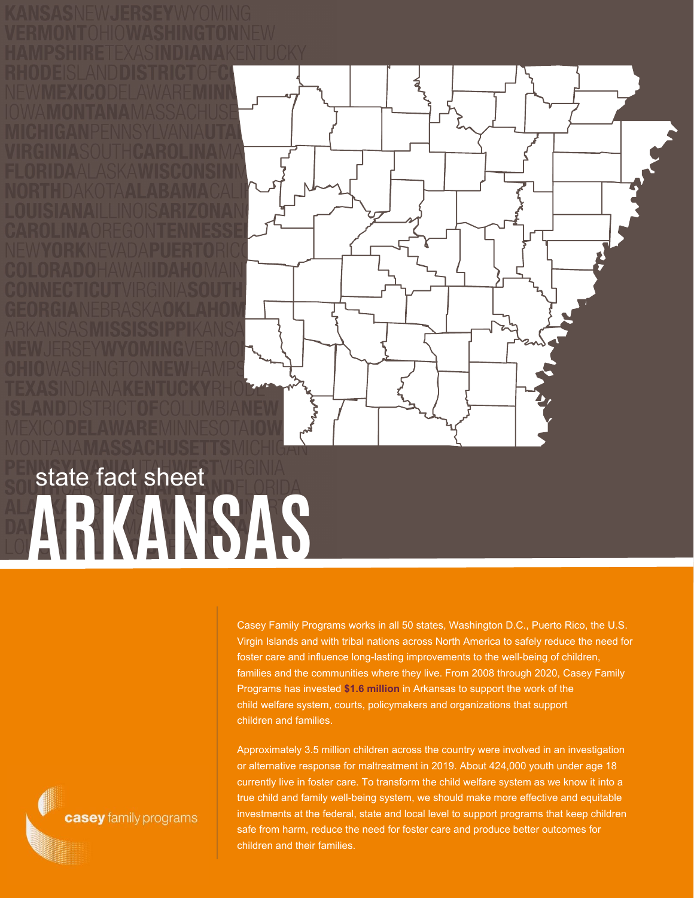state fact sheet

# ARKANSAS

Casey Family Programs works in all 50 states, Washington D.C., Puerto Rico, the U.S. Virgin Islands and with tribal nations across North America to safely reduce the need for foster care and influence long-lasting improvements to the well-being of children, families and the communities where they live. From 2008 through 2020, Casey Family Programs has invested **$1.6 million** in Arkansas to support the work of the child welfare system, courts, policymakers and organizations that support children and families.

Approximately 3.5 million children across the country were involved in an investigation or alternative response for maltreatment in 2019. About 424,000 youth under age 18 currently live in foster care. To transform the child welfare system as we know it into a true child and family well-being system, we should make more effective and equitable investments at the federal, state and local level to support programs that keep children safe from harm, reduce the need for foster care and produce better outcomes for children and their families.

casey family programs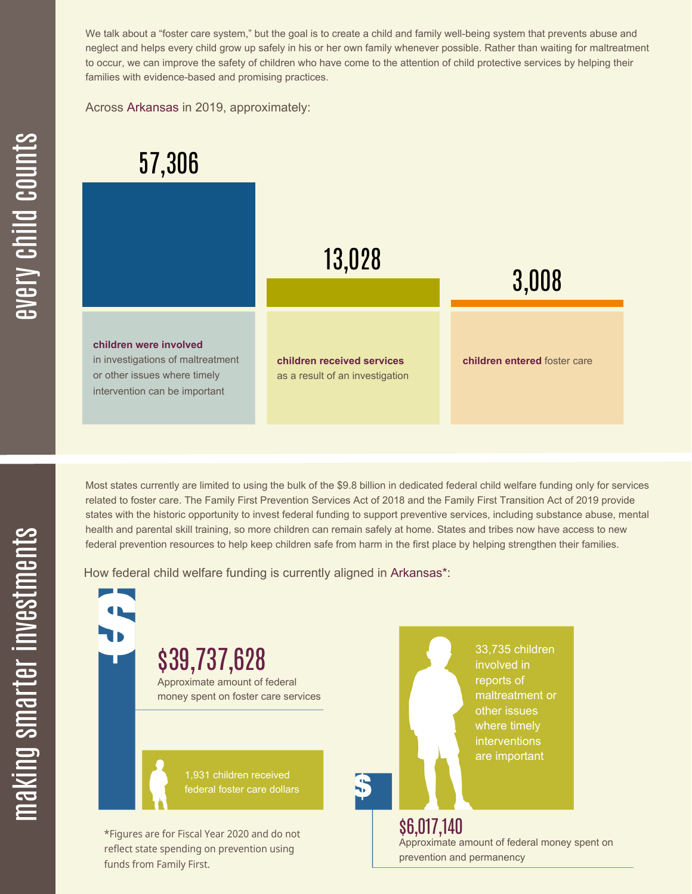## every child counts

We talk about a "foster care system," but the goal is to create a child and family well-being system that prevents abuse and neglect and helps every child grow up safely in his or her own family whenever possible. Rather than waiting for maltreatment to occur, we can improve the safety of children who have come to the attention of child protective services by helping their families with evidence-based and promising practices.

Across Arkansas in 2019, approximately:

**57,306**

**children were involved** in investigations of maltreatment or other issues where timely intervention can be important

**13,028**

**children received services** as a result of an investigation

**3,008**

**children entered** foster care

## making smarter investments

Most states currently are limited to using the bulk of the $9.8 billion in dedicated federal child welfare funding only for services related to foster care. The Family First Prevention Services Act of 2018 and the Family First Transition Act of 2019 provide states with the historic opportunity to invest federal funding to support preventive services, including substance abuse, mental health and parental skill training, so more children can remain safely at home. States and tribes now have access to new federal prevention resources to help keep children safe from harm in the first place by helping strengthen their families.

How federal child welfare funding is currently aligned in Arkansas*:

**$39,737,628**

Approximate amount of federal money spent on foster care services

1,931 children received federal foster care dollars

33,735 children involved in reports of maltreatment or other issues where timely interventions are important

**$6,017,140**

Approximate amount of federal money spent on prevention and permanency

*Figures are for Fiscal Year 2020 and do not reflect state spending on prevention using funds from Family First.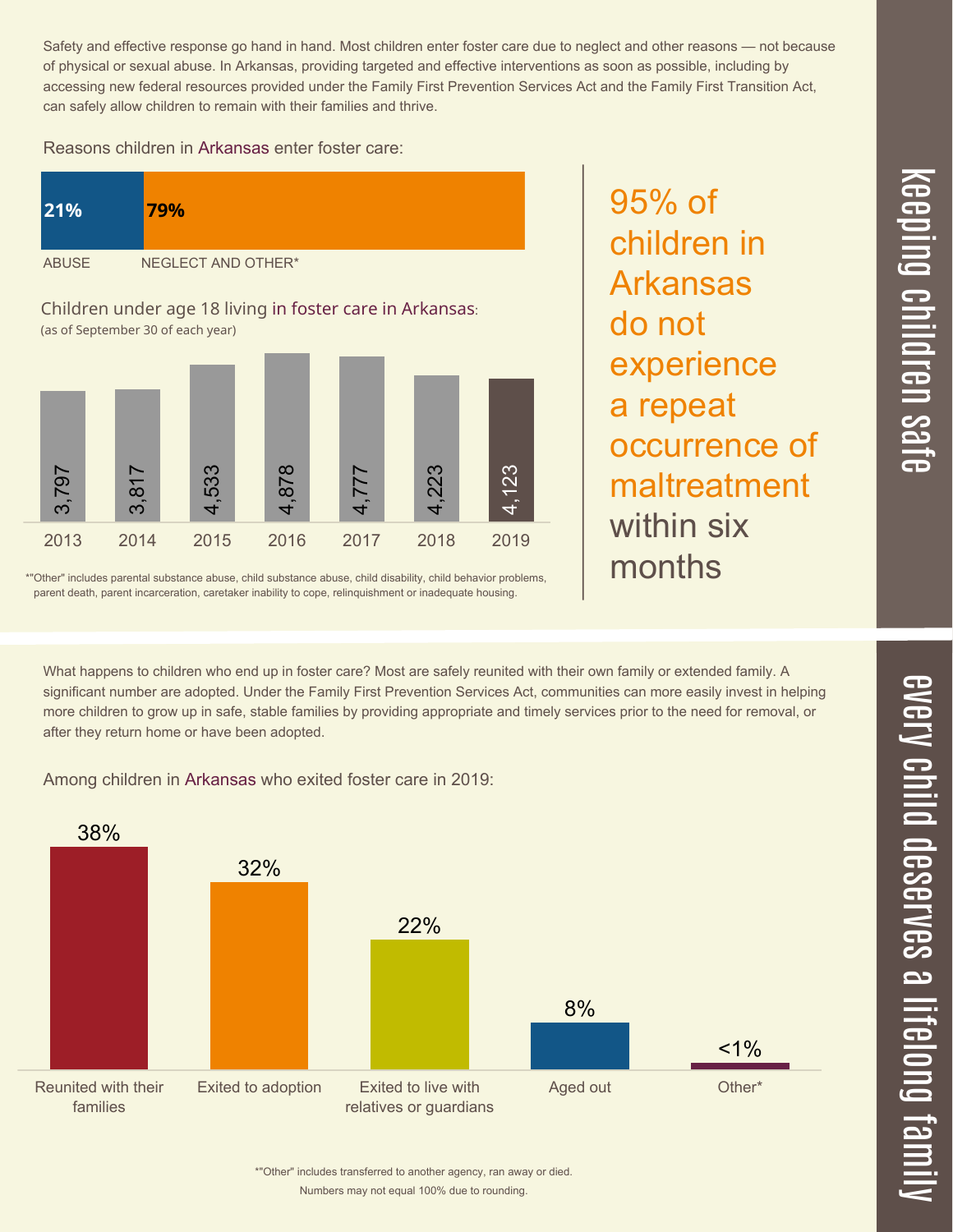## keeping children safe

Safety and effective response go hand in hand. Most children enter foster care due to neglect and other reasons — not because of physical or sexual abuse. In Arkansas, providing targeted and effective interventions as soon as possible, including by accessing new federal resources provided under the Family First Prevention Services Act and the Family First Transition Act, can safely allow children to remain with their families and thrive.

Reasons children in Arkansas enter foster care:

| ABUSE | NEGLECT AND OTHER* |
|---|---|
| 21% | 79% |

Children under age 18 living in foster care in Arkansas:
(as of September 30 of each year)

| 2013 | 2014 | 2015 | 2016 | 2017 | 2018 | 2019 |
|---|---|---|---|---|---|---|
| 3,797 | 3,817 | 4,533 | 4,878 | 4,777 | 4,223 | 4,123 |

*"Other" includes parental substance abuse, child substance abuse, child disability, child behavior problems, parent death, parent incarceration, caretaker inability to cope, relinquishment or inadequate housing.

95% of children in Arkansas do not experience a repeat occurrence of maltreatment within six months

## every child deserves a lifelong family

What happens to children who end up in foster care? Most are safely reunited with their own family or extended family. A significant number are adopted. Under the Family First Prevention Services Act, communities can more easily invest in helping more children to grow up in safe, stable families by providing appropriate and timely services prior to the need for removal, or after they return home or have been adopted.

Among children in Arkansas who exited foster care in 2019:

| Reunited with their families | Exited to adoption | Exited to live with relatives or guardians | Aged out | Other* |
|---|---|---|---|---|
| 38% | 32% | 22% | 8% | <1% |

*"Other" includes transferred to another agency, ran away or died.
Numbers may not equal 100% due to rounding.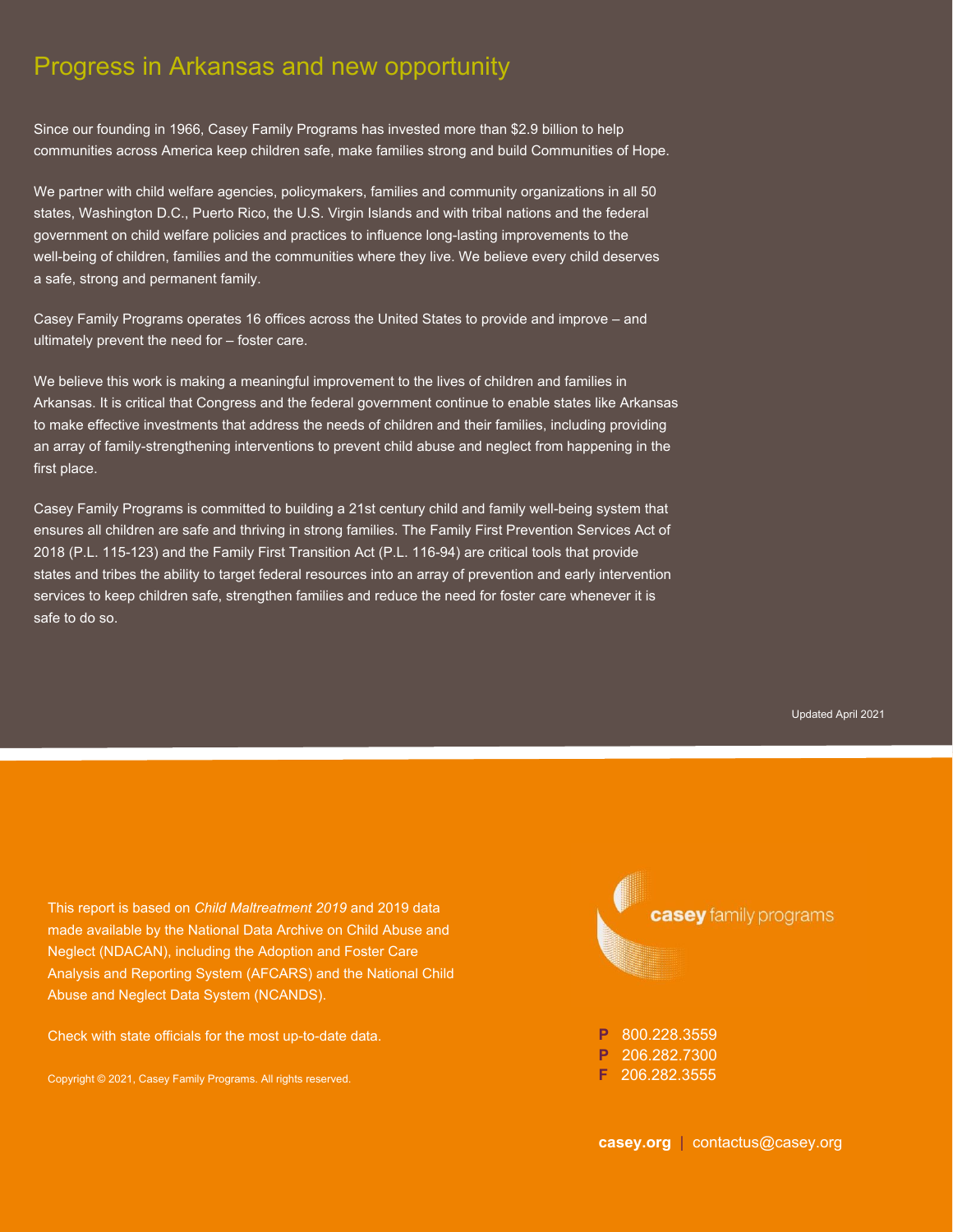## Progress in Arkansas and new opportunity

Since our founding in 1966, Casey Family Programs has invested more than $2.9 billion to help communities across America keep children safe, make families strong and build Communities of Hope.

We partner with child welfare agencies, policymakers, families and community organizations in all 50 states, Washington D.C., Puerto Rico, the U.S. Virgin Islands and with tribal nations and the federal government on child welfare policies and practices to influence long-lasting improvements to the well-being of children, families and the communities where they live. We believe every child deserves a safe, strong and permanent family.

Casey Family Programs operates 16 offices across the United States to provide and improve – and ultimately prevent the need for – foster care.

We believe this work is making a meaningful improvement to the lives of children and families in Arkansas. It is critical that Congress and the federal government continue to enable states like Arkansas to make effective investments that address the needs of children and their families, including providing an array of family-strengthening interventions to prevent child abuse and neglect from happening in the first place.

Casey Family Programs is committed to building a 21st century child and family well-being system that ensures all children are safe and thriving in strong families. The Family First Prevention Services Act of 2018 (P.L. 115-123) and the Family First Transition Act (P.L. 116-94) are critical tools that provide states and tribes the ability to target federal resources into an array of prevention and early intervention services to keep children safe, strengthen families and reduce the need for foster care whenever it is safe to do so.

Updated April 2021

This report is based on *Child Maltreatment 2019* and 2019 data made available by the National Data Archive on Child Abuse and Neglect (NDACAN), including the Adoption and Foster Care Analysis and Reporting System (AFCARS) and the National Child Abuse and Neglect Data System (NCANDS).

Check with state officials for the most up-to-date data.

Copyright © 2021, Casey Family Programs. All rights reserved.

**casey** family programs

**P** 800.228.3559
**P** 206.282.7300
**F** 206.282.3555

**casey.org** | contactus@casey.org